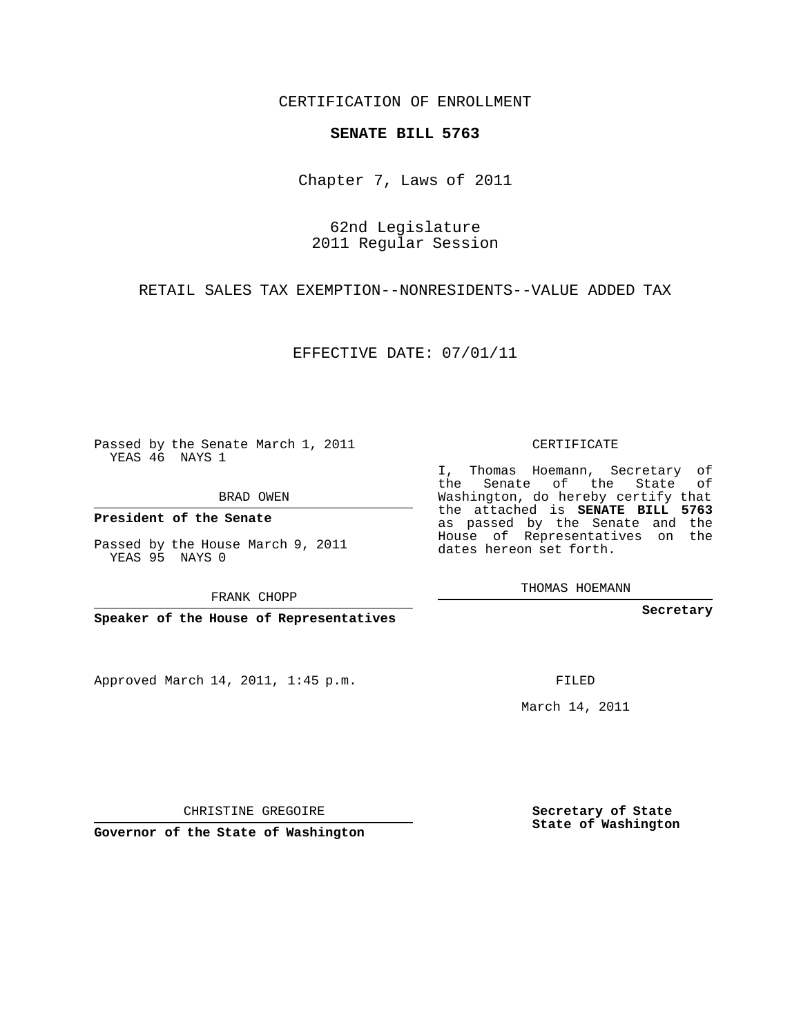CERTIFICATION OF ENROLLMENT

**SENATE BILL 5763**

Chapter 7, Laws of 2011

62nd Legislature
2011 Regular Session

RETAIL SALES TAX EXEMPTION--NONRESIDENTS--VALUE ADDED TAX

EFFECTIVE DATE: 07/01/11

Passed by the Senate March 1, 2011
YEAS 46 NAYS 1

BRAD OWEN

**President of the Senate**

Passed by the House March 9, 2011
YEAS 95 NAYS 0

FRANK CHOPP

**Speaker of the House of Representatives**

CERTIFICATE

I, Thomas Hoemann, Secretary of the Senate of the State of Washington, do hereby certify that the attached is **SENATE BILL 5763** as passed by the Senate and the House of Representatives on the dates hereon set forth.

THOMAS HOEMANN

**Secretary**

Approved March 14, 2011, 1:45 p.m.

FILED

March 14, 2011

CHRISTINE GREGOIRE

**Governor of the State of Washington**

**Secretary of State**
**State of Washington**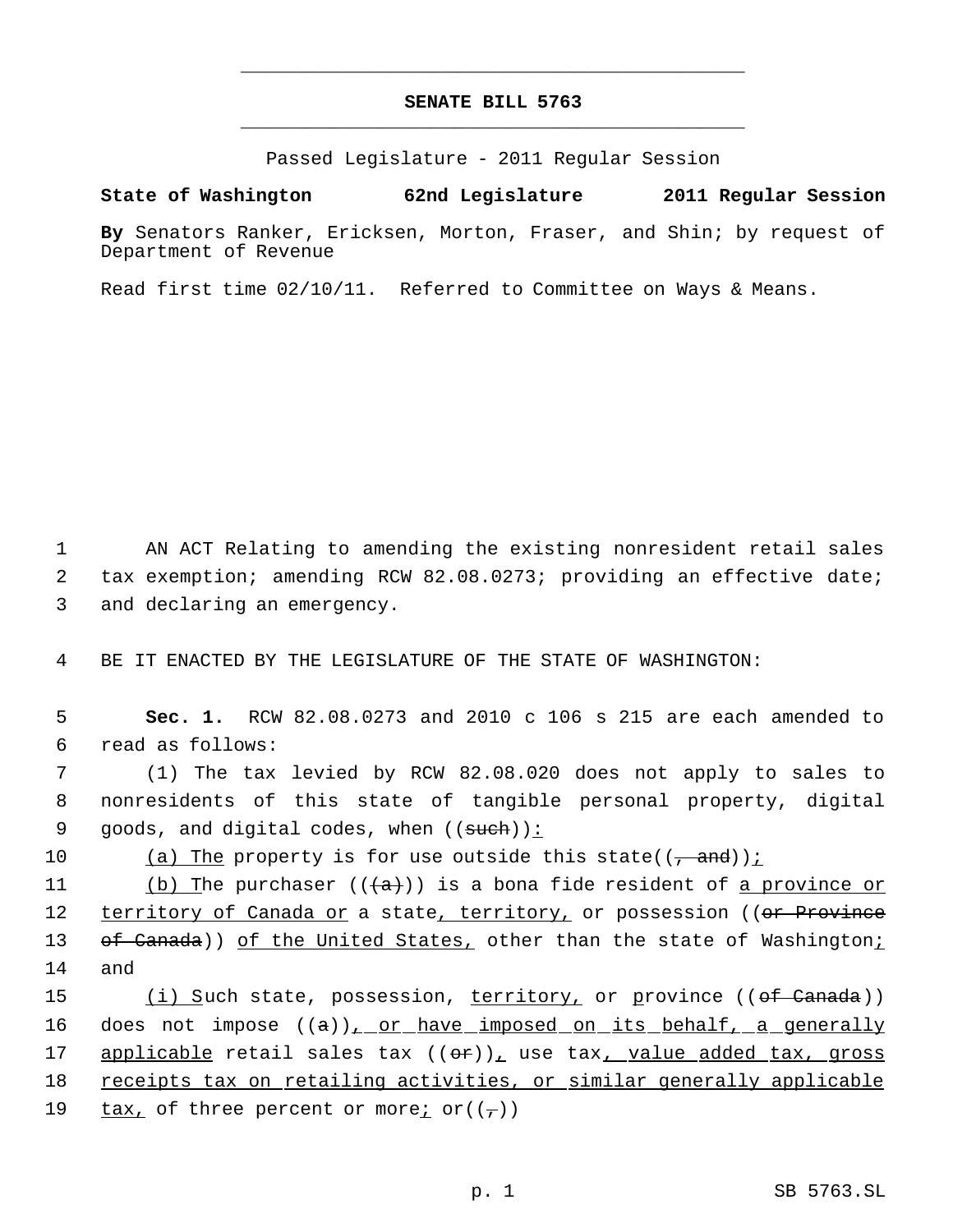**SENATE BILL 5763**

Passed Legislature - 2011 Regular Session

**State of Washington 62nd Legislature 2011 Regular Session**

**By** Senators Ranker, Ericksen, Morton, Fraser, and Shin; by request of Department of Revenue

Read first time 02/10/11. Referred to Committee on Ways & Means.

1 AN ACT Relating to amending the existing nonresident retail sales
2 tax exemption; amending RCW 82.08.0273; providing an effective date;
3 and declaring an emergency.

4 BE IT ENACTED BY THE LEGISLATURE OF THE STATE OF WASHINGTON:

5 **Sec. 1.** RCW 82.08.0273 and 2010 c 106 s 215 are each amended to
6 read as follows:

7 (1) The tax levied by RCW 82.08.020 does not apply to sales to
8 nonresidents of this state of tangible personal property, digital
9 goods, and digital codes, when ((~~such~~)):

10 (a) The property is for use outside this state((~~, and~~));

11 (b) The purchaser ((~~(a)~~)) is a bona fide resident of a province or
12 territory of Canada or a state, territory, or possession ((~~or Province~~
13 ~~of Canada~~)) of the United States, other than the state of Washington;
14 and

15 (i) Such state, possession, territory, or province ((~~of Canada~~))
16 does not impose ((~~a~~)), or have imposed on its behalf, a generally
17 applicable retail sales tax ((~~or~~)), use tax, value added tax, gross
18 receipts tax on retailing activities, or similar generally applicable
19 tax, of three percent or more; or((~~,~~))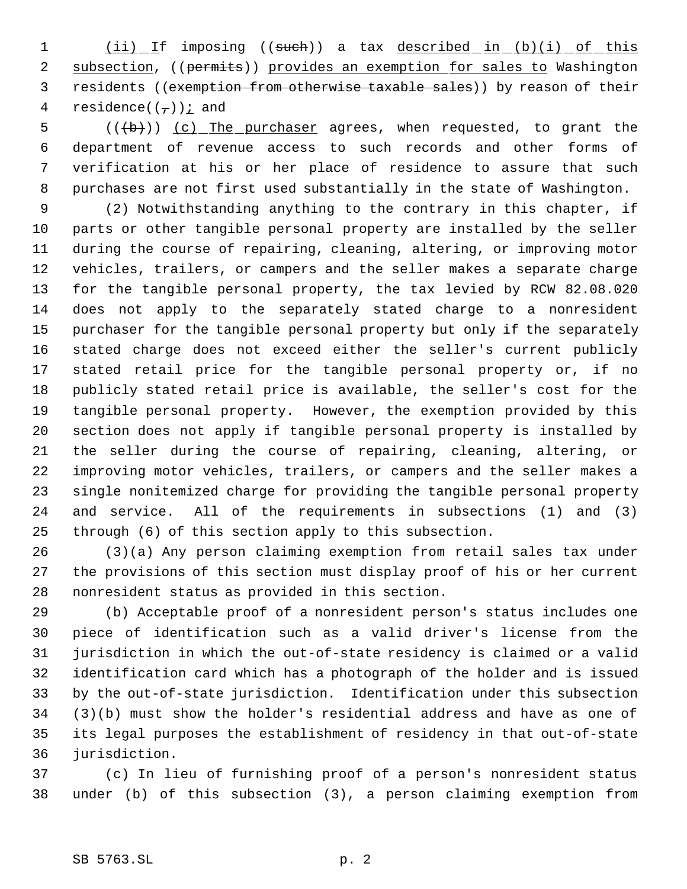(ii) If imposing ((such)) a tax described in (b)(i) of this subsection, ((permits)) provides an exemption for sales to Washington residents ((exemption from otherwise taxable sales)) by reason of their residence((,)); and

(((b))) (c) The purchaser agrees, when requested, to grant the department of revenue access to such records and other forms of verification at his or her place of residence to assure that such purchases are not first used substantially in the state of Washington.

(2) Notwithstanding anything to the contrary in this chapter, if parts or other tangible personal property are installed by the seller during the course of repairing, cleaning, altering, or improving motor vehicles, trailers, or campers and the seller makes a separate charge for the tangible personal property, the tax levied by RCW 82.08.020 does not apply to the separately stated charge to a nonresident purchaser for the tangible personal property but only if the separately stated charge does not exceed either the seller's current publicly stated retail price for the tangible personal property or, if no publicly stated retail price is available, the seller's cost for the tangible personal property. However, the exemption provided by this section does not apply if tangible personal property is installed by the seller during the course of repairing, cleaning, altering, or improving motor vehicles, trailers, or campers and the seller makes a single nonitemized charge for providing the tangible personal property and service. All of the requirements in subsections (1) and (3) through (6) of this section apply to this subsection.

(3)(a) Any person claiming exemption from retail sales tax under the provisions of this section must display proof of his or her current nonresident status as provided in this section.

(b) Acceptable proof of a nonresident person's status includes one piece of identification such as a valid driver's license from the jurisdiction in which the out-of-state residency is claimed or a valid identification card which has a photograph of the holder and is issued by the out-of-state jurisdiction. Identification under this subsection (3)(b) must show the holder's residential address and have as one of its legal purposes the establishment of residency in that out-of-state jurisdiction.

(c) In lieu of furnishing proof of a person's nonresident status under (b) of this subsection (3), a person claiming exemption from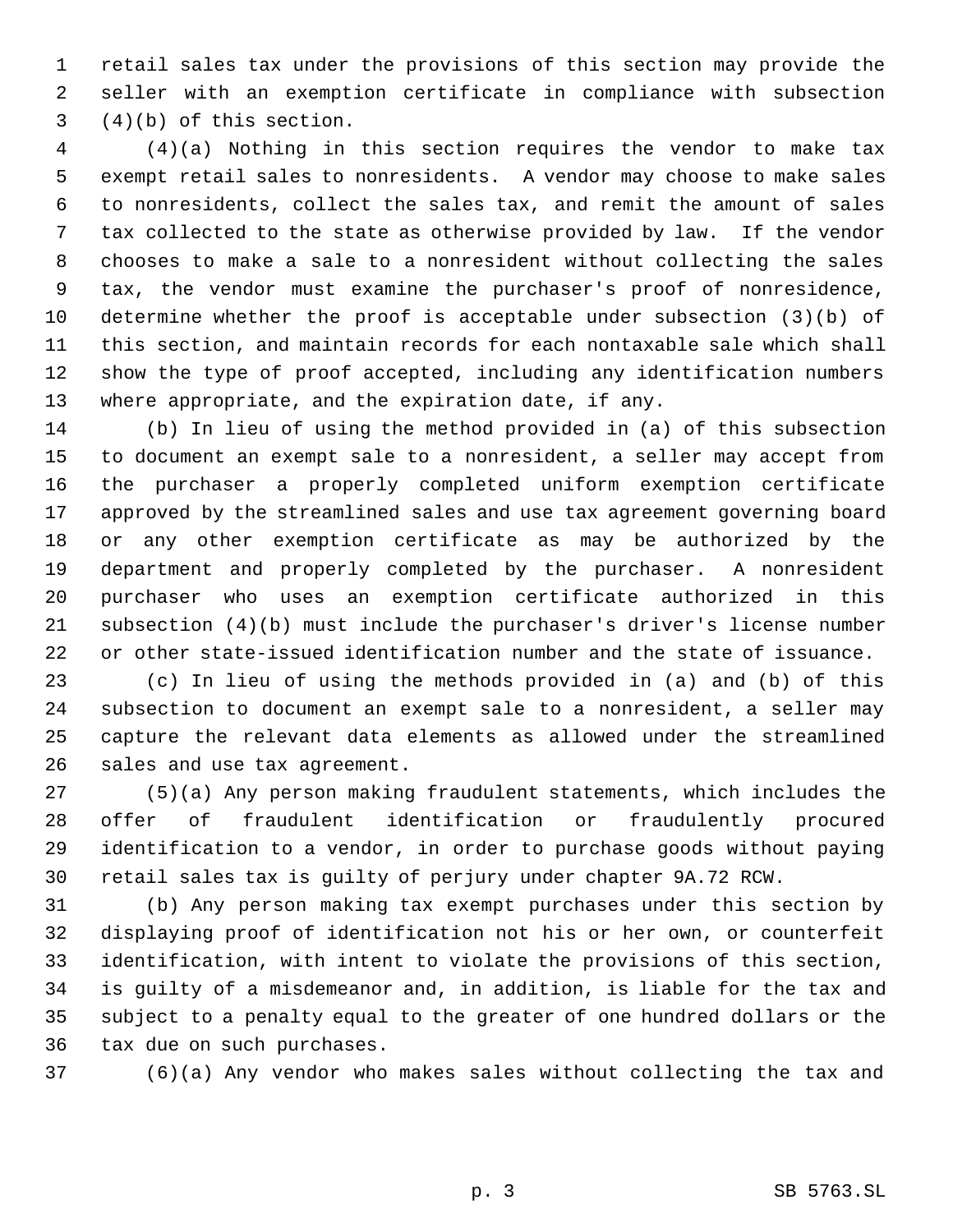retail sales tax under the provisions of this section may provide the seller with an exemption certificate in compliance with subsection (4)(b) of this section.

(4)(a) Nothing in this section requires the vendor to make tax exempt retail sales to nonresidents. A vendor may choose to make sales to nonresidents, collect the sales tax, and remit the amount of sales tax collected to the state as otherwise provided by law. If the vendor chooses to make a sale to a nonresident without collecting the sales tax, the vendor must examine the purchaser's proof of nonresidence, determine whether the proof is acceptable under subsection (3)(b) of this section, and maintain records for each nontaxable sale which shall show the type of proof accepted, including any identification numbers where appropriate, and the expiration date, if any.

(b) In lieu of using the method provided in (a) of this subsection to document an exempt sale to a nonresident, a seller may accept from the purchaser a properly completed uniform exemption certificate approved by the streamlined sales and use tax agreement governing board or any other exemption certificate as may be authorized by the department and properly completed by the purchaser. A nonresident purchaser who uses an exemption certificate authorized in this subsection (4)(b) must include the purchaser's driver's license number or other state-issued identification number and the state of issuance.

(c) In lieu of using the methods provided in (a) and (b) of this subsection to document an exempt sale to a nonresident, a seller may capture the relevant data elements as allowed under the streamlined sales and use tax agreement.

(5)(a) Any person making fraudulent statements, which includes the offer of fraudulent identification or fraudulently procured identification to a vendor, in order to purchase goods without paying retail sales tax is guilty of perjury under chapter 9A.72 RCW.

(b) Any person making tax exempt purchases under this section by displaying proof of identification not his or her own, or counterfeit identification, with intent to violate the provisions of this section, is guilty of a misdemeanor and, in addition, is liable for the tax and subject to a penalty equal to the greater of one hundred dollars or the tax due on such purchases.

(6)(a) Any vendor who makes sales without collecting the tax and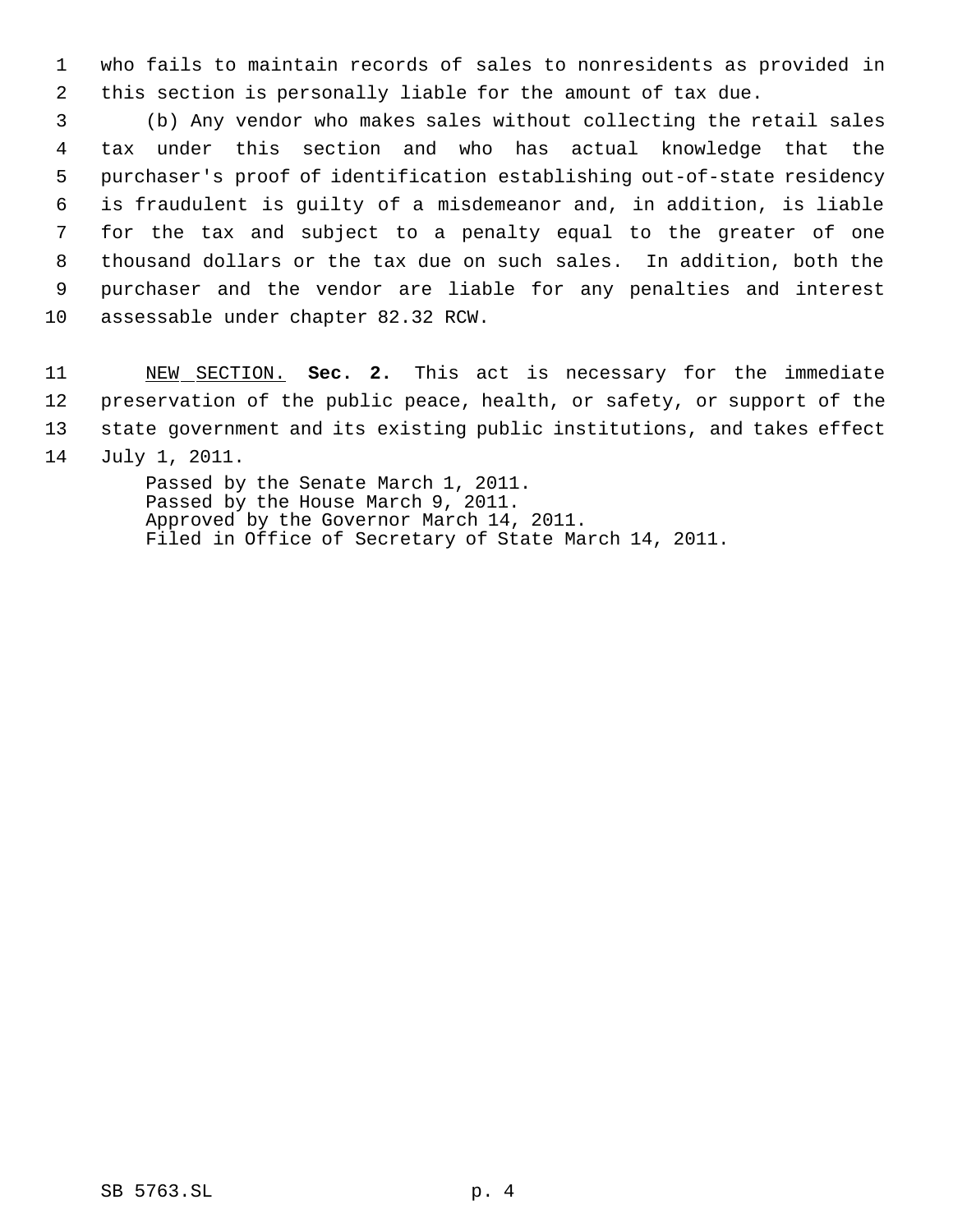who fails to maintain records of sales to nonresidents as provided in this section is personally liable for the amount of tax due.

(b) Any vendor who makes sales without collecting the retail sales tax under this section and who has actual knowledge that the purchaser's proof of identification establishing out-of-state residency is fraudulent is guilty of a misdemeanor and, in addition, is liable for the tax and subject to a penalty equal to the greater of one thousand dollars or the tax due on such sales. In addition, both the purchaser and the vendor are liable for any penalties and interest assessable under chapter 82.32 RCW.

NEW SECTION. **Sec. 2.** This act is necessary for the immediate preservation of the public peace, health, or safety, or support of the state government and its existing public institutions, and takes effect July 1, 2011.

Passed by the Senate March 1, 2011.
Passed by the House March 9, 2011.
Approved by the Governor March 14, 2011.
Filed in Office of Secretary of State March 14, 2011.